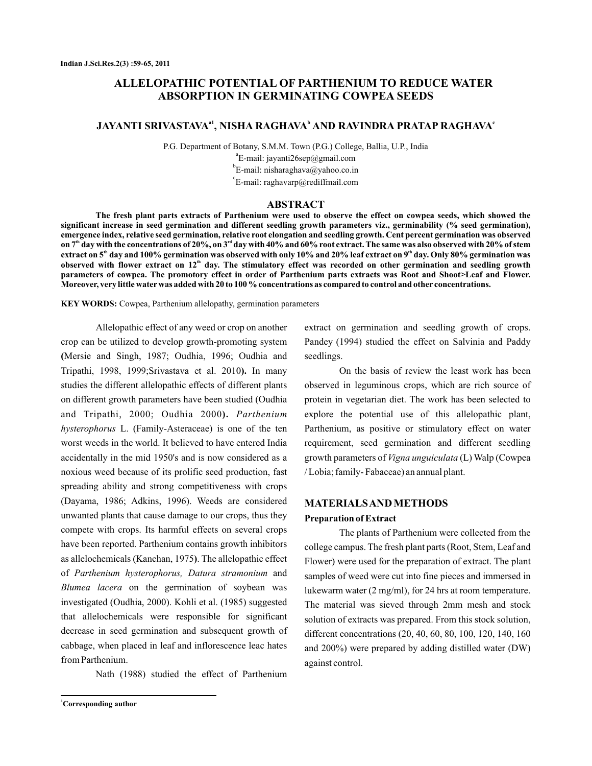# ALLELOPATHIC POTENTIAL OF PARTHENIUM TO REDUCE WATER ABSORPTION IN GERMINATING COWPEA SEEDS

**JAYANTI SRIVASTAVA[a1], NISHA RAGHAVA[b] AND RAVINDRA PRATAP RAGHAVA[c]**

P.G. Department of Botany, S.M.M. Town (P.G.) College, Ballia, U.P., India

[a]E-mail: jayanti26sep@gmail.com

[b]E-mail: nisharaghava@yahoo.co.in

[c]E-mail: raghavarp@rediffmail.com

## ABSTRACT

**The fresh plant parts extracts of Parthenium were used to observe the effect on cowpea seeds, which showed the significant increase in seed germination and different seedling growth parameters viz., germinability (% seed germination), emergence index, relative seed germination, relative root elongation and seedling growth. Cent percent germination was observed on 7th day with the concentrations of 20%, on 3rd day with 40% and 60% root extract. The same was also observed with 20% of stem extract on 5th day and 100% germination was observed with only 10% and 20% leaf extract on 9th day. Only 80% germination was observed with flower extract on 12th day. The stimulatory effect was recorded on other germination and seedling growth parameters of cowpea. The promotory effect in order of Parthenium parts extracts was Root and Shoot>Leaf and Flower. Moreover, very little water was added with 20 to 100 % concentrations as compared to control and other concentrations.**

**KEY WORDS:** Cowpea, Parthenium allelopathy, germination parameters

Allelopathic effect of any weed or crop on another crop can be utilized to develop growth-promoting system **(**Mersie and Singh, 1987; Oudhia, 1996; Oudhia and Tripathi, 1998, 1999;Srivastava et al. 2010**).** In many studies the different allelopathic effects of different plants on different growth parameters have been studied (Oudhia and Tripathi, 2000; Oudhia 2000**).** *Parthenium hysterophorus* L. (Family-Asteraceae) is one of the ten worst weeds in the world. It believed to have entered India accidentally in the mid 1950's and is now considered as a noxious weed because of its prolific seed production, fast spreading ability and strong competitiveness with crops (Dayama, 1986; Adkins, 1996). Weeds are considered unwanted plants that cause damage to our crops, thus they compete with crops. Its harmful effects on several crops have been reported. Parthenium contains growth inhibitors as allelochemicals (Kanchan, 1975**)**. The allelopathic effect of *Parthenium hysterophorus, Datura stramonium* and *Blumea lacera* on the germination of soybean was investigated (Oudhia, 2000). Kohli et al. (1985) suggested that allelochemicals were responsible for significant decrease in seed germination and subsequent growth of cabbage, when placed in leaf and inflorescence leac hates from Parthenium.

Nath (1988) studied the effect of Parthenium extract on germination and seedling growth of crops. Pandey (1994) studied the effect on Salvinia and Paddy seedlings.

On the basis of review the least work has been observed in leguminous crops, which are rich source of protein in vegetarian diet. The work has been selected to explore the potential use of this allelopathic plant, Parthenium, as positive or stimulatory effect on water requirement, seed germination and different seedling growth parameters of *Vigna unguiculata* (L) Walp (Cowpea / Lobia; family- Fabaceae) an annual plant.

## MATERIALS AND METHODS

### Preparation of Extract

The plants of Parthenium were collected from the college campus. The fresh plant parts (Root, Stem, Leaf and Flower) were used for the preparation of extract. The plant samples of weed were cut into fine pieces and immersed in lukewarm water (2 mg/ml), for 24 hrs at room temperature. The material was sieved through 2mm mesh and stock solution of extracts was prepared. From this stock solution, different concentrations (20, 40, 60, 80, 100, 120, 140, 160 and 200%) were prepared by adding distilled water (DW) against control.

[1]Corresponding author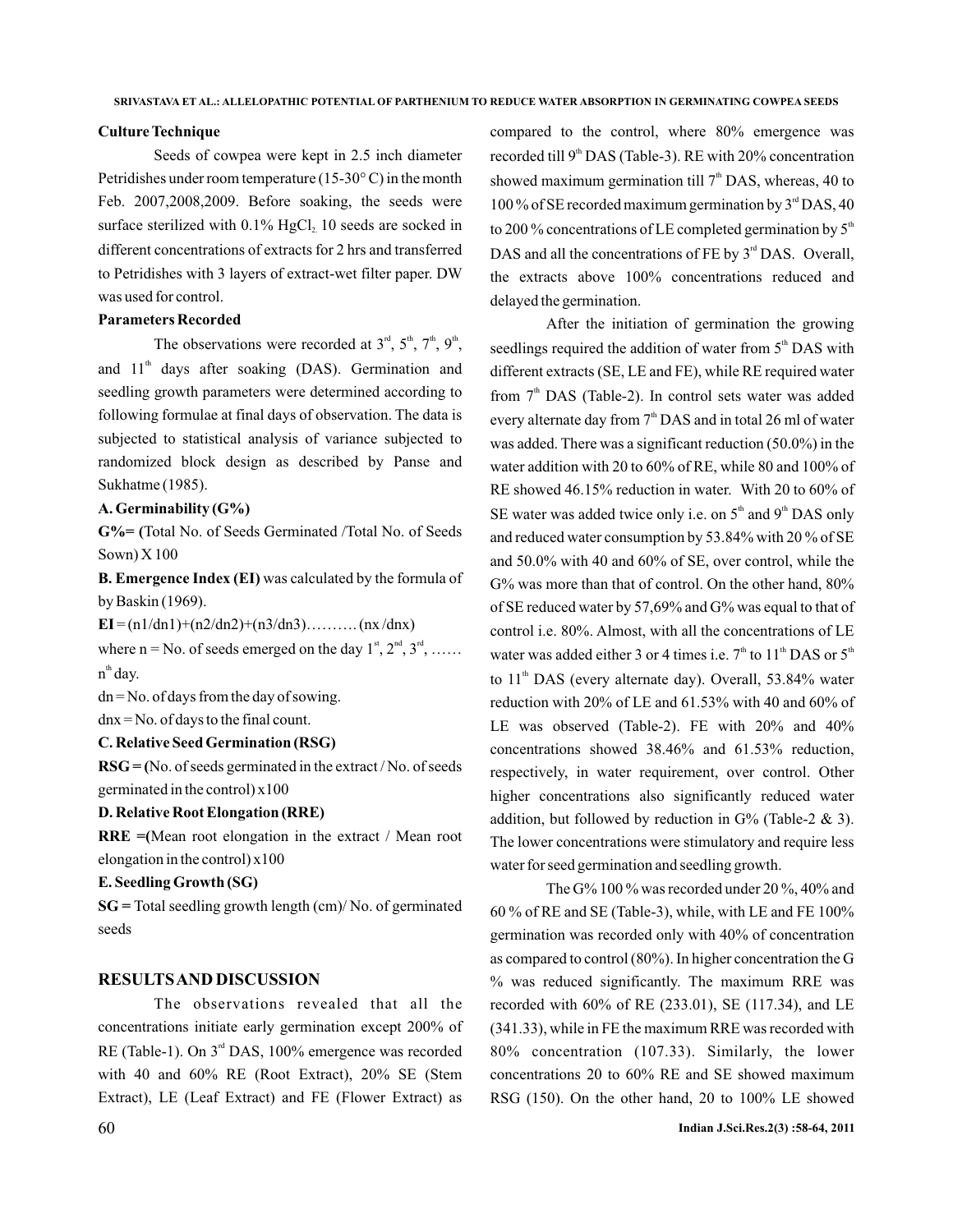### Culture Technique

Seeds of cowpea were kept in 2.5 inch diameter Petridishes under room temperature (15-30° C) in the month Feb. 2007,2008,2009. Before soaking, the seeds were surface sterilized with 0.1% $HgCl_2$. 10 seeds are socked in different concentrations of extracts for 2 hrs and transferred to Petridishes with 3 layers of extract-wet filter paper. DW was used for control.

### Parameters Recorded

The observations were recorded at 3rd, 5th, 7th, 9th, and 11th days after soaking (DAS). Germination and seedling growth parameters were determined according to following formulae at final days of observation. The data is subjected to statistical analysis of variance subjected to randomized block design as described by Panse and Sukhatme (1985).

**A. Germinability (G%)**

**G%= (**Total No. of Seeds Germinated /Total No. of Seeds Sown) X 100

**B. Emergence Index (EI)** was calculated by the formula of by Baskin (1969).

**EI** = (n1/dn1)+(n2/dn2)+(n3/dn3)………. (nx /dnx)

where n = No. of seeds emerged on the day 1st, 2nd, 3rd, …… nth day.

dn = No. of days from the day of sowing.

dnx = No. of days to the final count.

**C. Relative Seed Germination (RSG)**

**RSG = (**No. of seeds germinated in the extract / No. of seeds germinated in the control) x100

**D. Relative Root Elongation (RRE)**

**RRE =(**Mean root elongation in the extract / Mean root elongation in the control) x100

**E. Seedling Growth (SG)**

**SG =** Total seedling growth length (cm)/ No. of germinated seeds

## RESULTS AND DISCUSSION

The observations revealed that all the concentrations initiate early germination except 200% of RE (Table-1). On 3rd DAS, 100% emergence was recorded with 40 and 60% RE (Root Extract), 20% SE (Stem Extract), LE (Leaf Extract) and FE (Flower Extract) as compared to the control, where 80% emergence was recorded till 9th DAS (Table-3). RE with 20% concentration showed maximum germination till 7th DAS, whereas, 40 to 100 % of SE recorded maximum germination by 3rd DAS, 40 to 200 % concentrations of LE completed germination by 5th DAS and all the concentrations of FE by 3rd DAS. Overall, the extracts above 100% concentrations reduced and delayed the germination.

After the initiation of germination the growing seedlings required the addition of water from 5th DAS with different extracts (SE, LE and FE), while RE required water from 7th DAS (Table-2). In control sets water was added every alternate day from 7th DAS and in total 26 ml of water was added. There was a significant reduction (50.0%) in the water addition with 20 to 60% of RE, while 80 and 100% of RE showed 46.15% reduction in water. With 20 to 60% of SE water was added twice only i.e. on 5th and 9th DAS only and reduced water consumption by 53.84% with 20 % of SE and 50.0% with 40 and 60% of SE, over control, while the G% was more than that of control. On the other hand, 80% of SE reduced water by 57,69% and G% was equal to that of control i.e. 80%. Almost, with all the concentrations of LE water was added either 3 or 4 times i.e. 7th to 11th DAS or 5th to 11th DAS (every alternate day). Overall, 53.84% water reduction with 20% of LE and 61.53% with 40 and 60% of LE was observed (Table-2). FE with 20% and 40% concentrations showed 38.46% and 61.53% reduction, respectively, in water requirement, over control. Other higher concentrations also significantly reduced water addition, but followed by reduction in G% (Table-2 & 3). The lower concentrations were stimulatory and require less water for seed germination and seedling growth.

The G% 100 % was recorded under 20 %, 40% and 60 % of RE and SE (Table-3), while, with LE and FE 100% germination was recorded only with 40% of concentration as compared to control (80%). In higher concentration the G % was reduced significantly. The maximum RRE was recorded with 60% of RE (233.01), SE (117.34), and LE (341.33), while in FE the maximum RRE was recorded with 80% concentration (107.33). Similarly, the lower concentrations 20 to 60% RE and SE showed maximum RSG (150). On the other hand, 20 to 100% LE showed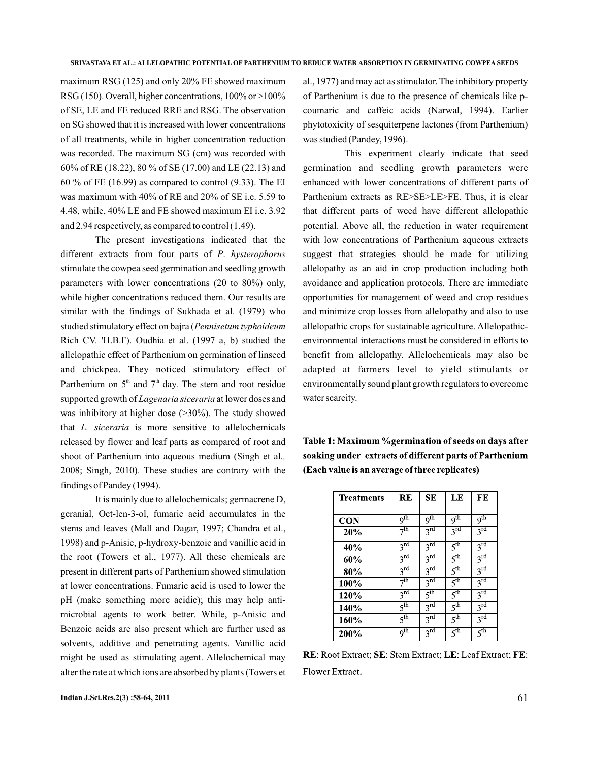maximum RSG (125) and only 20% FE showed maximum RSG (150). Overall, higher concentrations, 100% or >100% of SE, LE and FE reduced RRE and RSG. The observation on SG showed that it is increased with lower concentrations of all treatments, while in higher concentration reduction was recorded. The maximum SG (cm) was recorded with 60% of RE (18.22), 80 % of SE (17.00) and LE (22.13) and 60 % of FE (16.99) as compared to control (9.33). The EI was maximum with 40% of RE and 20% of SE i.e. 5.59 to 4.48, while, 40% LE and FE showed maximum EI i.e. 3.92 and 2.94 respectively, as compared to control (1.49).

The present investigations indicated that the different extracts from four parts of *P. hysterophorus* stimulate the cowpea seed germination and seedling growth parameters with lower concentrations (20 to 80%) only, while higher concentrations reduced them. Our results are similar with the findings of Sukhada et al. (1979) who studied stimulatory effect on bajra (*Pennisetum typhoideum* Rich CV. 'H.B.I'). Oudhia et al. (1997 a, b) studied the allelopathic effect of Parthenium on germination of linseed and chickpea. They noticed stimulatory effect of Parthenium on 5th and 7th day. The stem and root residue supported growth of *Lagenaria siceraria* at lower doses and was inhibitory at higher dose (>30%). The study showed that *L. siceraria* is more sensitive to allelochemicals released by flower and leaf parts as compared of root and shoot of Parthenium into aqueous medium (Singh et al*.,* 2008; Singh, 2010). These studies are contrary with the findings of Pandey (1994).

It is mainly due to allelochemicals; germacrene D, geranial, Oct-len-3-ol, fumaric acid accumulates in the stems and leaves (Mall and Dagar, 1997; Chandra et al., 1998) and p-Anisic, p-hydroxy-benzoic and vanillic acid in the root (Towers et al., 1977). All these chemicals are present in different parts of Parthenium showed stimulation at lower concentrations. Fumaric acid is used to lower the pH (make something more acidic); this may help anti-microbial agents to work better. While, p-Anisic and Benzoic acids are also present which are further used as solvents, additive and penetrating agents. Vanillic acid might be used as stimulating agent. Allelochemical may alter the rate at which ions are absorbed by plants (Towers et al., 1977) and may act as stimulator. The inhibitory property of Parthenium is due to the presence of chemicals like p-coumaric and caffeic acids (Narwal, 1994). Earlier phytotoxicity of sesquiterpene lactones (from Parthenium) was studied (Pandey, 1996).

This experiment clearly indicate that seed germination and seedling growth parameters were enhanced with lower concentrations of different parts of Parthenium extracts as RE>SE>LE>FE. Thus, it is clear that different parts of weed have different allelopathic potential. Above all, the reduction in water requirement with low concentrations of Parthenium aqueous extracts suggest that strategies should be made for utilizing allelopathy as an aid in crop production including both avoidance and application protocols. There are immediate opportunities for management of weed and crop residues and minimize crop losses from allelopathy and also to use allelopathic crops for sustainable agriculture. Allelopathic-environmental interactions must be considered in efforts to benefit from allelopathy. Allelochemicals may also be adapted at farmers level to yield stimulants or environmentally sound plant growth regulators to overcome water scarcity.

**Table 1: Maximum %germination of seeds on days after soaking under extracts of different parts of Parthenium (Each value is an average of three replicates)**

| Treatments | RE | SE | LE | FE |
|---|---|---|---|---|
| CON | 9th | 9th | 9th | 9th |
| 20% | 7th | 3rd | 3rd | 3rd |
| 40% | 3rd | 3rd | 5th | 3rd |
| 60% | 3rd | 3rd | 5th | 3rd |
| 80% | 3rd | 3rd | 5th | 3rd |
| 100% | 7th | 3rd | 5th | 3rd |
| 120% | 3rd | 5th | 5th | 3rd |
| 140% | 5th | 3rd | 5th | 3rd |
| 160% | 5th | 3rd | 5th | 3rd |
| 200% | 9th | 3rd | 5th | 5th |

**RE**: Root Extract; **SE**: Stem Extract; **LE**: Leaf Extract; **FE**: Flower Extract.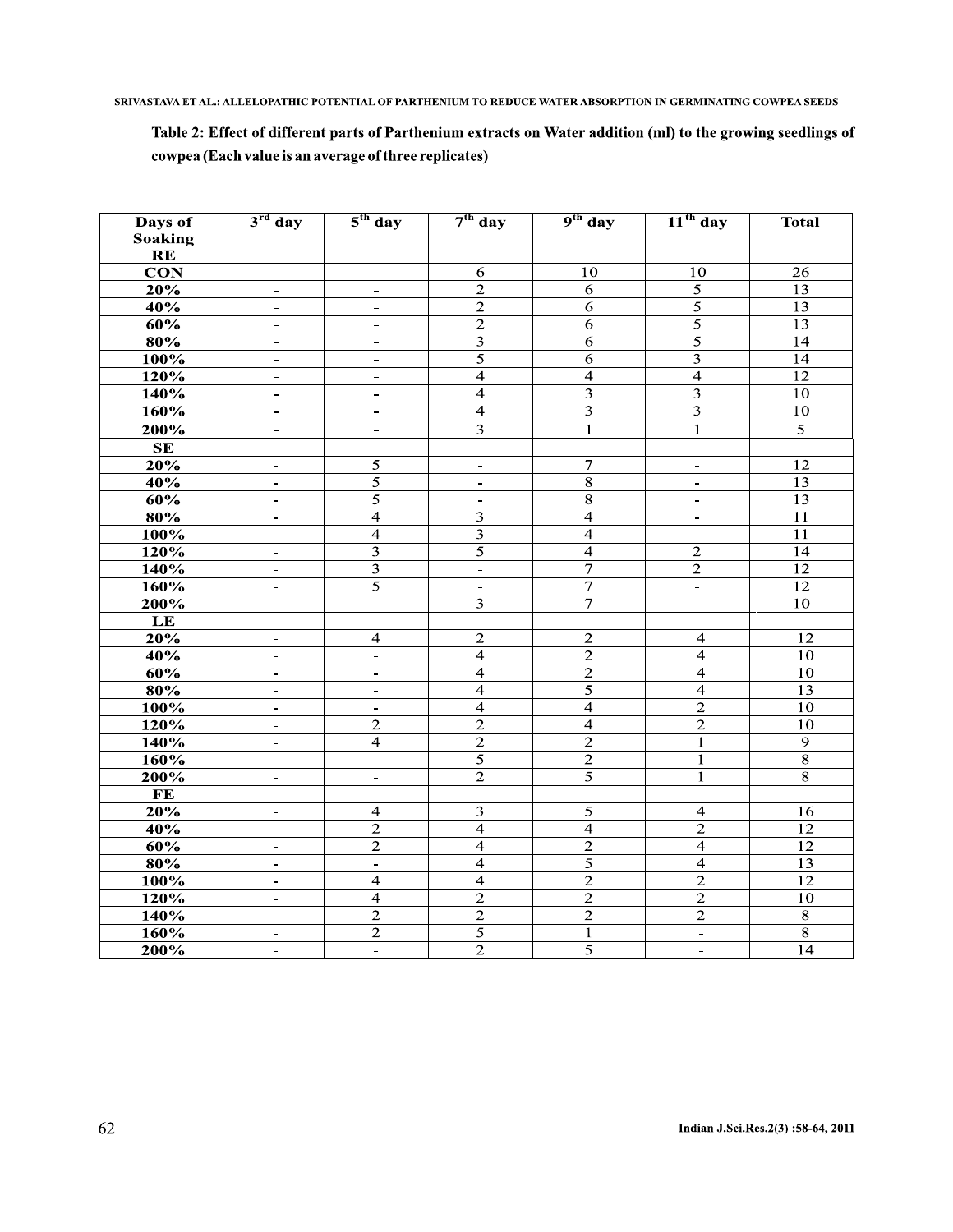**Table 2: Effect of different parts of Parthenium extracts on Water addition (ml) to the growing seedlings of cowpea (Each value is an average of three replicates)**

| Days of Soaking RE | 3rd day | 5th day | 7th day | 9th day | 11th day | Total |
|---|---|---|---|---|---|---|
| CON | - | - | 6 | 10 | 10 | 26 |
| 20% | - | - | 2 | 6 | 5 | 13 |
| 40% | - | - | 2 | 6 | 5 | 13 |
| 60% | - | - | 2 | 6 | 5 | 13 |
| 80% | - | - | 3 | 6 | 5 | 14 |
| 100% | - | - | 5 | 6 | 3 | 14 |
| 120% | - | - | 4 | 4 | 4 | 12 |
| 140% | - | - | 4 | 3 | 3 | 10 |
| 160% | - | - | 4 | 3 | 3 | 10 |
| 200% | - | - | 3 | 1 | 1 | 5 |
| **SE** | | | | | | |
| 20% | - | 5 | - | 7 | - | 12 |
| 40% | - | 5 | - | 8 | - | 13 |
| 60% | - | 5 | - | 8 | - | 13 |
| 80% | - | 4 | 3 | 4 | - | 11 |
| 100% | - | 4 | 3 | 4 | - | 11 |
| 120% | - | 3 | 5 | 4 | 2 | 14 |
| 140% | - | 3 | - | 7 | 2 | 12 |
| 160% | - | 5 | - | 7 | - | 12 |
| 200% | - | - | 3 | 7 | - | 10 |
| **LE** | | | | | | |
| 20% | - | 4 | 2 | 2 | 4 | 12 |
| 40% | - | - | 4 | 2 | 4 | 10 |
| 60% | - | - | 4 | 2 | 4 | 10 |
| 80% | - | - | 4 | 5 | 4 | 13 |
| 100% | - | - | 4 | 4 | 2 | 10 |
| 120% | - | 2 | 2 | 4 | 2 | 10 |
| 140% | - | 4 | 2 | 2 | 1 | 9 |
| 160% | - | - | 5 | 2 | 1 | 8 |
| 200% | - | - | 2 | 5 | 1 | 8 |
| **FE** | | | | | | |
| 20% | - | 4 | 3 | 5 | 4 | 16 |
| 40% | - | 2 | 4 | 4 | 2 | 12 |
| 60% | - | 2 | 4 | 2 | 4 | 12 |
| 80% | - | - | 4 | 5 | 4 | 13 |
| 100% | - | 4 | 4 | 2 | 2 | 12 |
| 120% | - | 4 | 2 | 2 | 2 | 10 |
| 140% | - | 2 | 2 | 2 | 2 | 8 |
| 160% | - | 2 | 5 | 1 | - | 8 |
| 200% | - | - | 2 | 5 | - | 14 |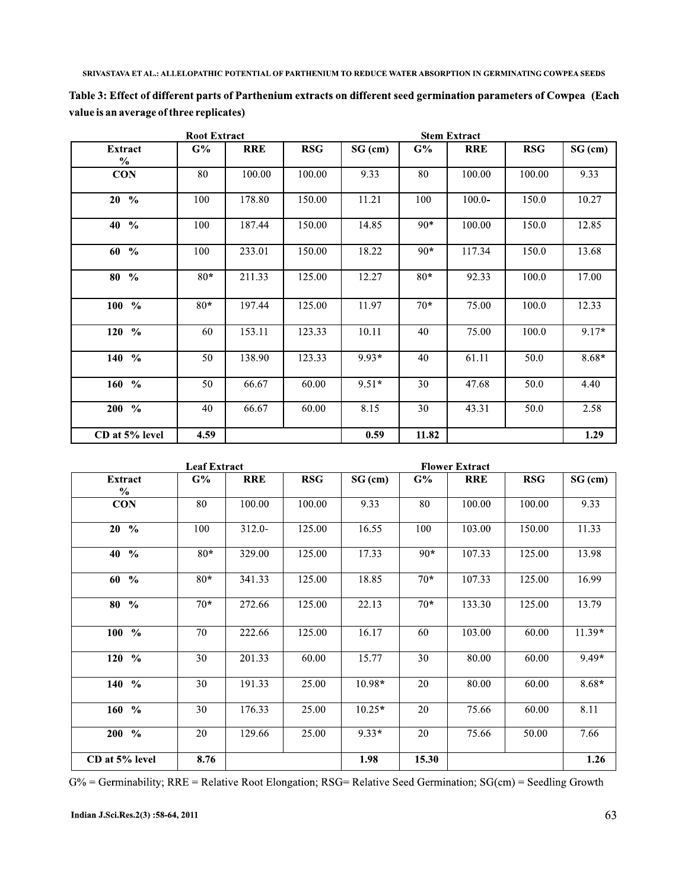**Table 3: Effect of different parts of Parthenium extracts on different seed germination parameters of Cowpea (Each value is an average of three replicates)**

| | Root Extract | | | | Stem Extract | | | |
|---|---|---|---|---|---|---|---|---|
| Extract % | G% | RRE | RSG | SG (cm) | G% | RRE | RSG | SG (cm) |
| CON | 80 | 100.00 | 100.00 | 9.33 | 80 | 100.00 | 100.00 | 9.33 |
| 20 % | 100 | 178.80 | 150.00 | 11.21 | 100 | 100.0- | 150.0 | 10.27 |
| 40 % | 100 | 187.44 | 150.00 | 14.85 | 90* | 100.00 | 150.0 | 12.85 |
| 60 % | 100 | 233.01 | 150.00 | 18.22 | 90* | 117.34 | 150.0 | 13.68 |
| 80 % | 80* | 211.33 | 125.00 | 12.27 | 80* | 92.33 | 100.0 | 17.00 |
| 100 % | 80* | 197.44 | 125.00 | 11.97 | 70* | 75.00 | 100.0 | 12.33 |
| 120 % | 60 | 153.11 | 123.33 | 10.11 | 40 | 75.00 | 100.0 | 9.17* |
| 140 % | 50 | 138.90 | 123.33 | 9.93* | 40 | 61.11 | 50.0 | 8.68* |
| 160 % | 50 | 66.67 | 60.00 | 9.51* | 30 | 47.68 | 50.0 | 4.40 |
| 200 % | 40 | 66.67 | 60.00 | 8.15 | 30 | 43.31 | 50.0 | 2.58 |
| **CD at 5% level** | **4.59** | | | **0.59** | **11.82** | | | **1.29** |

| | Leaf Extract | | | | Flower Extract | | | |
|---|---|---|---|---|---|---|---|---|
| Extract % | G% | RRE | RSG | SG (cm) | G% | RRE | RSG | SG (cm) |
| CON | 80 | 100.00 | 100.00 | 9.33 | 80 | 100.00 | 100.00 | 9.33 |
| 20 % | 100 | 312.0- | 125.00 | 16.55 | 100 | 103.00 | 150.00 | 11.33 |
| 40 % | 80* | 329.00 | 125.00 | 17.33 | 90* | 107.33 | 125.00 | 13.98 |
| 60 % | 80* | 341.33 | 125.00 | 18.85 | 70* | 107.33 | 125.00 | 16.99 |
| 80 % | 70* | 272.66 | 125.00 | 22.13 | 70* | 133.30 | 125.00 | 13.79 |
| 100 % | 70 | 222.66 | 125.00 | 16.17 | 60 | 103.00 | 60.00 | 11.39* |
| 120 % | 30 | 201.33 | 60.00 | 15.77 | 30 | 80.00 | 60.00 | 9.49* |
| 140 % | 30 | 191.33 | 25.00 | 10.98* | 20 | 80.00 | 60.00 | 8.68* |
| 160 % | 30 | 176.33 | 25.00 | 10.25* | 20 | 75.66 | 60.00 | 8.11 |
| 200 % | 20 | 129.66 | 25.00 | 9.33* | 20 | 75.66 | 50.00 | 7.66 |
| **CD at 5% level** | **8.76** | | | **1.98** | **15.30** | | | **1.26** |

G% = Germinability; RRE = Relative Root Elongation; RSG= Relative Seed Germination; SG(cm) = Seedling Growth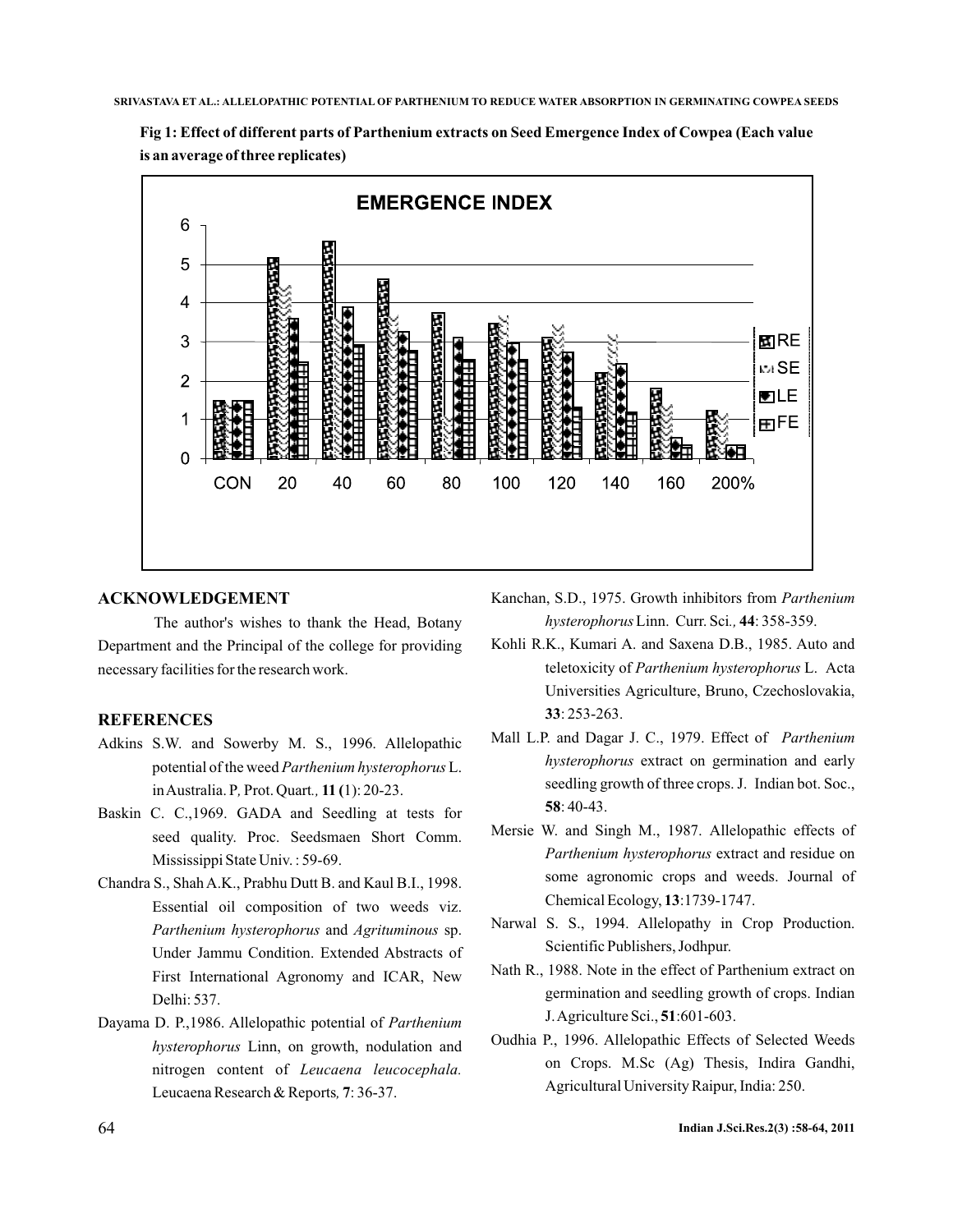**Fig 1: Effect of different parts of Parthenium extracts on Seed Emergence Index of Cowpea (Each value is an average of three replicates)**

## ACKNOWLEDGEMENT

The author's wishes to thank the Head, Botany Department and the Principal of the college for providing necessary facilities for the research work.

## REFERENCES

Adkins S.W. and Sowerby M. S., 1996. Allelopathic potential of the weed *Parthenium hysterophorus* L. in Australia. P*,* Prot. Quart*.,* **11 (**1): 20-23.

Baskin C. C.,1969. GADA and Seedling at tests for seed quality. Proc. Seedsmaen Short Comm. Mississippi State Univ. : 59-69.

Chandra S., Shah A.K., Prabhu Dutt B. and Kaul B.I., 1998. Essential oil composition of two weeds viz. *Parthenium hysterophorus* and *Agrituminous* sp. Under Jammu Condition. Extended Abstracts of First International Agronomy and ICAR, New Delhi: 537.

Dayama D. P.,1986. Allelopathic potential of *Parthenium hysterophorus* Linn, on growth, nodulation and nitrogen content of *Leucaena leucocephala.* Leucaena Research & Reports*,* **7**: 36-37.

Kanchan, S.D., 1975. Growth inhibitors from *Parthenium hysterophorus* Linn. Curr. Sci*.,* **44**: 358-359.

Kohli R.K., Kumari A. and Saxena D.B., 1985. Auto and teletoxicity of *Parthenium hysterophorus* L. Acta Universities Agriculture, Bruno, Czechoslovakia, **33**: 253-263.

Mall L.P. and Dagar J. C., 1979. Effect of *Parthenium hysterophorus* extract on germination and early seedling growth of three crops. J. Indian bot. Soc., **58**: 40-43.

Mersie W. and Singh M., 1987. Allelopathic effects of *Parthenium hysterophorus* extract and residue on some agronomic crops and weeds. Journal of Chemical Ecology, **13**:1739-1747.

Narwal S. S., 1994. Allelopathy in Crop Production. Scientific Publishers, Jodhpur.

Nath R., 1988. Note in the effect of Parthenium extract on germination and seedling growth of crops. Indian J. Agriculture Sci., **51**:601-603.

Oudhia P., 1996. Allelopathic Effects of Selected Weeds on Crops. M.Sc (Ag) Thesis, Indira Gandhi, Agricultural University Raipur, India: 250.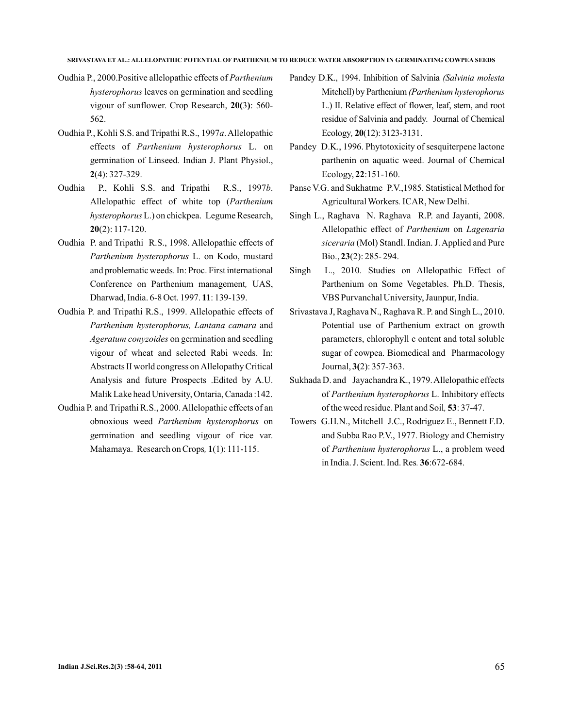Oudhia P., 2000.Positive allelopathic effects of *Parthenium hysterophorus* leaves on germination and seedling vigour of sunflower. Crop Research, **20(3)**: 560-562.

Oudhia P., Kohli S.S. and Tripathi R.S., 1997*a*. Allelopathic effects of *Parthenium hysterophorus* L. on germination of Linseed. Indian J. Plant Physiol., **2**(4): 327-329.

Oudhia P., Kohli S.S. and Tripathi R.S., 1997*b*. Allelopathic effect of white top (*Parthenium hysterophorus* L.) on chickpea. Legume Research, **20**(2): 117-120.

Oudhia P. and Tripathi R.S., 1998. Allelopathic effects of *Parthenium hysterophorus* L. on Kodo, mustard and problematic weeds. In: Proc. First international Conference on Parthenium management*,* UAS, Dharwad, India. 6-8 Oct. 1997. **11**: 139-139.

Oudhia P. and Tripathi R.S., 1999. Allelopathic effects of *Parthenium hysterophorus, Lantana camara* and *Ageratum conyzoides* on germination and seedling vigour of wheat and selected Rabi weeds. In: Abstracts II world congress on Allelopathy Critical Analysis and future Prospects .Edited by A.U. Malik Lake head University, Ontaria, Canada :142.

Oudhia P. and Tripathi R.S., 2000. Allelopathic effects of an obnoxious weed *Parthenium hysterophorus* on germination and seedling vigour of rice var. Mahamaya. Research on Crops*,* **1**(1): 111-115.

Pandey D.K., 1994. Inhibition of Salvinia *(Salvinia molesta* Mitchell) by Parthenium *(Parthenium hysterophorus* L.) II. Relative effect of flower, leaf, stem, and root residue of Salvinia and paddy. Journal of Chemical Ecology*,* **20**(12): 3123-3131.

Pandey D.K., 1996. Phytotoxicity of sesquiterpene lactone parthenin on aquatic weed. Journal of Chemical Ecology, **22**:151-160.

Panse V.G. and Sukhatme P.V.,1985. Statistical Method for Agricultural Workers*.* ICAR, New Delhi.

Singh L., Raghava N. Raghava R.P. and Jayanti, 2008. Allelopathic effect of *Parthenium* on *Lagenaria siceraria* (Mol) Standl. Indian. J. Applied and Pure Bio., **23**(2): 285- 294.

Singh L., 2010. Studies on Allelopathic Effect of Parthenium on Some Vegetables. Ph.D. Thesis, VBS Purvanchal University, Jaunpur, India.

Srivastava J, Raghava N., Raghava R. P. and Singh L., 2010. Potential use of Parthenium extract on growth parameters, chlorophyll c ontent and total soluble sugar of cowpea. Biomedical and Pharmacology Journal, **3(**2): 357-363.

Sukhada D. and Jayachandra K., 1979. Allelopathic effects of *Parthenium hysterophorus* L. Inhibitory effects of the weed residue. Plant and Soil*,* **53**: 37-47.

Towers G.H.N., Mitchell J.C., Rodriguez E., Bennett F.D. and Subba Rao P.V., 1977. Biology and Chemistry of *Parthenium hysterophorus* L., a problem weed in India. J. Scient. Ind. Res*.* **36**:672-684.